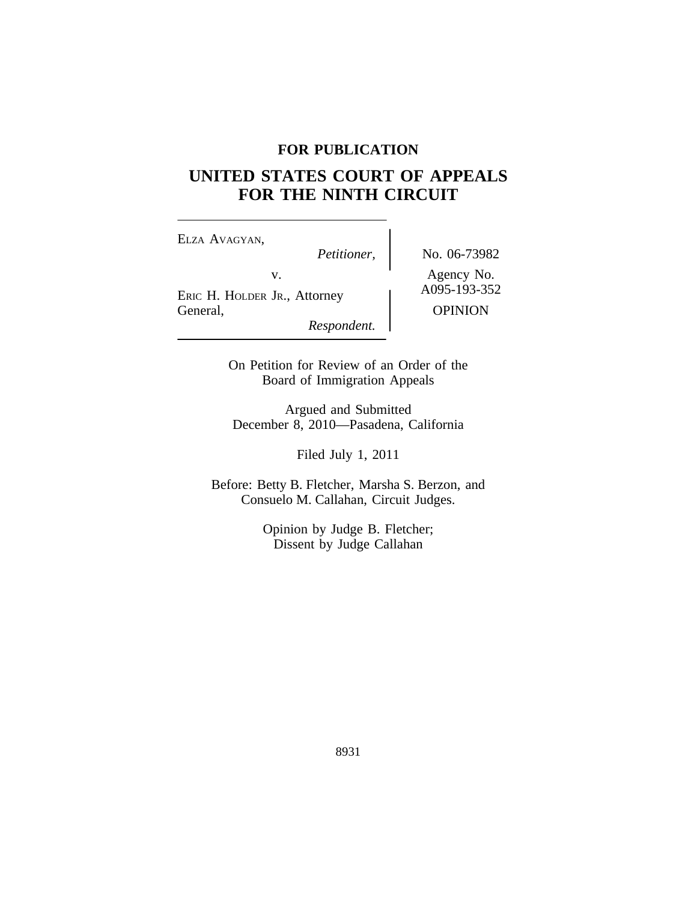**FOR PUBLICATION**

# UNITED STATES COURT OF APPEALS FOR THE NINTH CIRCUIT

| | |
|---|---|
| ELZA AVAGYAN, *Petitioner,* v. ERIC H. HOLDER JR., Attorney General, *Respondent.* | No. 06-73982 Agency No. A095-193-352 OPINION |

On Petition for Review of an Order of the Board of Immigration Appeals

Argued and Submitted December 8, 2010—Pasadena, California

Filed July 1, 2011

Before: Betty B. Fletcher, Marsha S. Berzon, and Consuelo M. Callahan, Circuit Judges.

Opinion by Judge B. Fletcher;
Dissent by Judge Callahan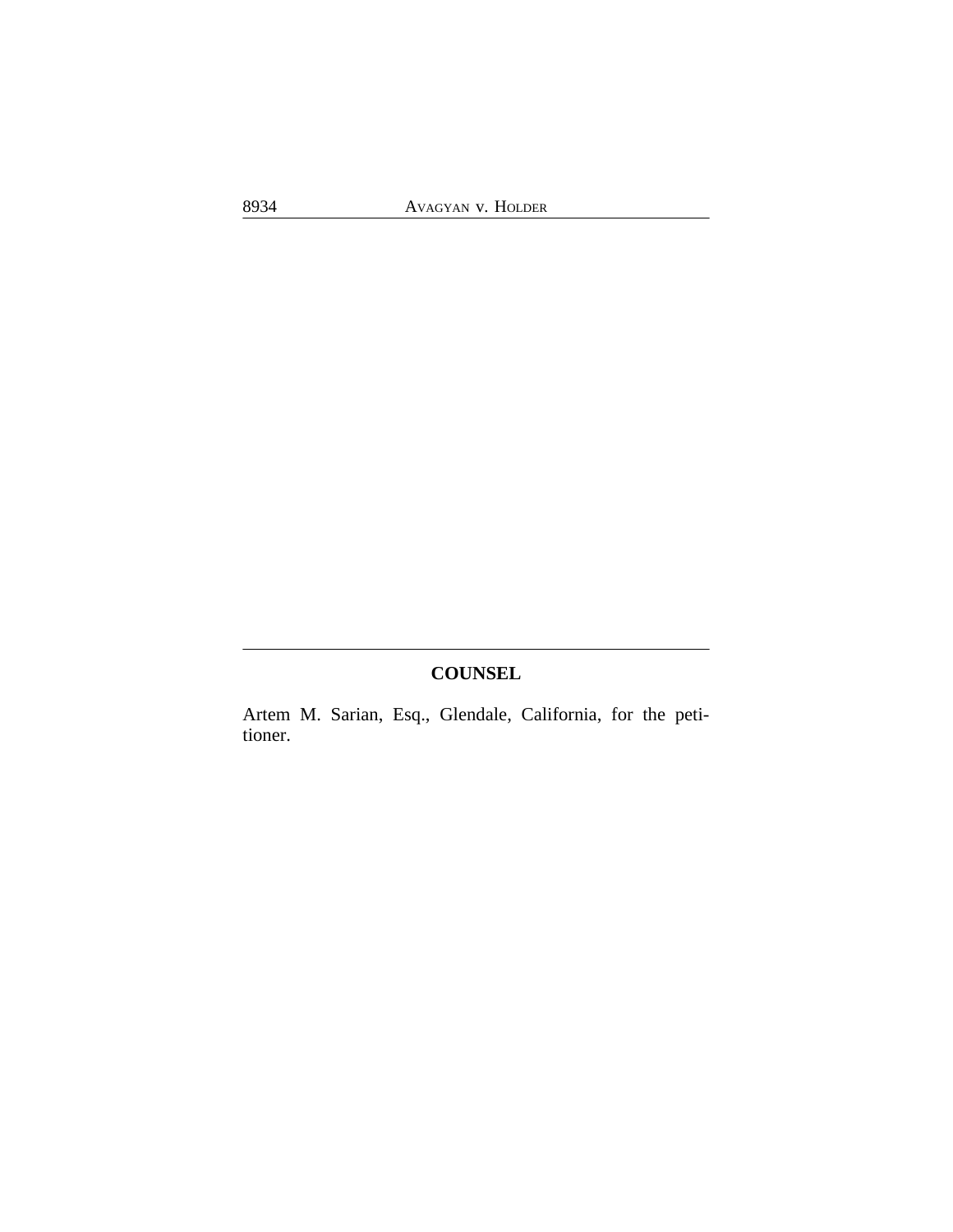## COUNSEL

Artem M. Sarian, Esq., Glendale, California, for the petitioner.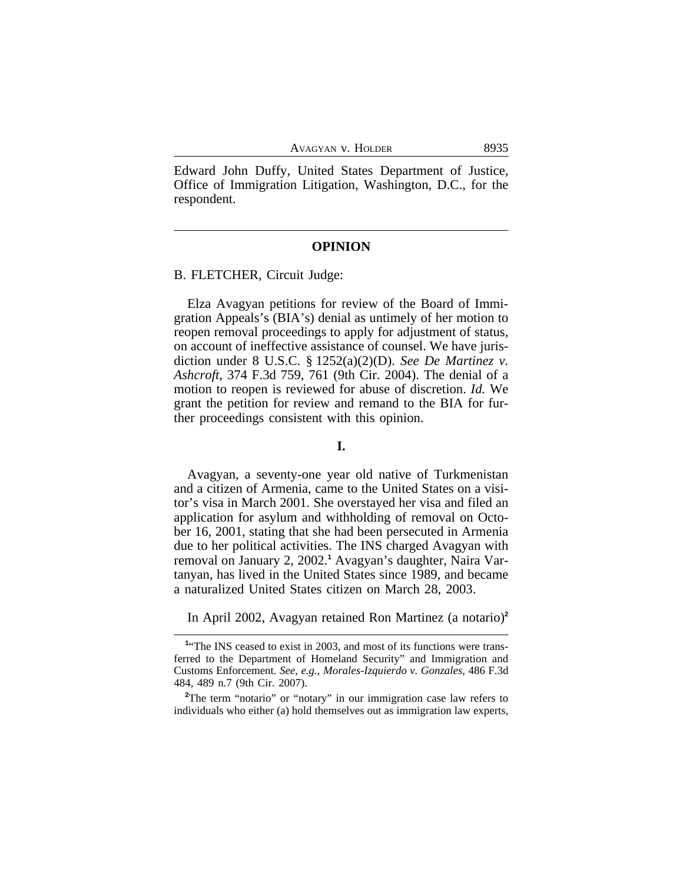Edward John Duffy, United States Department of Justice, Office of Immigration Litigation, Washington, D.C., for the respondent.

---

## OPINION

B. FLETCHER, Circuit Judge:

Elza Avagyan petitions for review of the Board of Immigration Appeals's (BIA's) denial as untimely of her motion to reopen removal proceedings to apply for adjustment of status, on account of ineffective assistance of counsel. We have jurisdiction under 8 U.S.C. § 1252(a)(2)(D). *See De Martinez v. Ashcroft*, 374 F.3d 759, 761 (9th Cir. 2004). The denial of a motion to reopen is reviewed for abuse of discretion. *Id.* We grant the petition for review and remand to the BIA for further proceedings consistent with this opinion.

### I.

Avagyan, a seventy-one year old native of Turkmenistan and a citizen of Armenia, came to the United States on a visitor's visa in March 2001. She overstayed her visa and filed an application for asylum and withholding of removal on October 16, 2001, stating that she had been persecuted in Armenia due to her political activities. The INS charged Avagyan with removal on January 2, 2002.[1] Avagyan's daughter, Naira Vartanyan, has lived in the United States since 1989, and became a naturalized United States citizen on March 28, 2003.

In April 2002, Avagyan retained Ron Martinez (a notario)[2]

---

[1]"The INS ceased to exist in 2003, and most of its functions were transferred to the Department of Homeland Security" and Immigration and Customs Enforcement. *See, e.g.*, *Morales-Izquierdo v. Gonzales*, 486 F.3d 484, 489 n.7 (9th Cir. 2007).

[2]The term "notario" or "notary" in our immigration case law refers to individuals who either (a) hold themselves out as immigration law experts,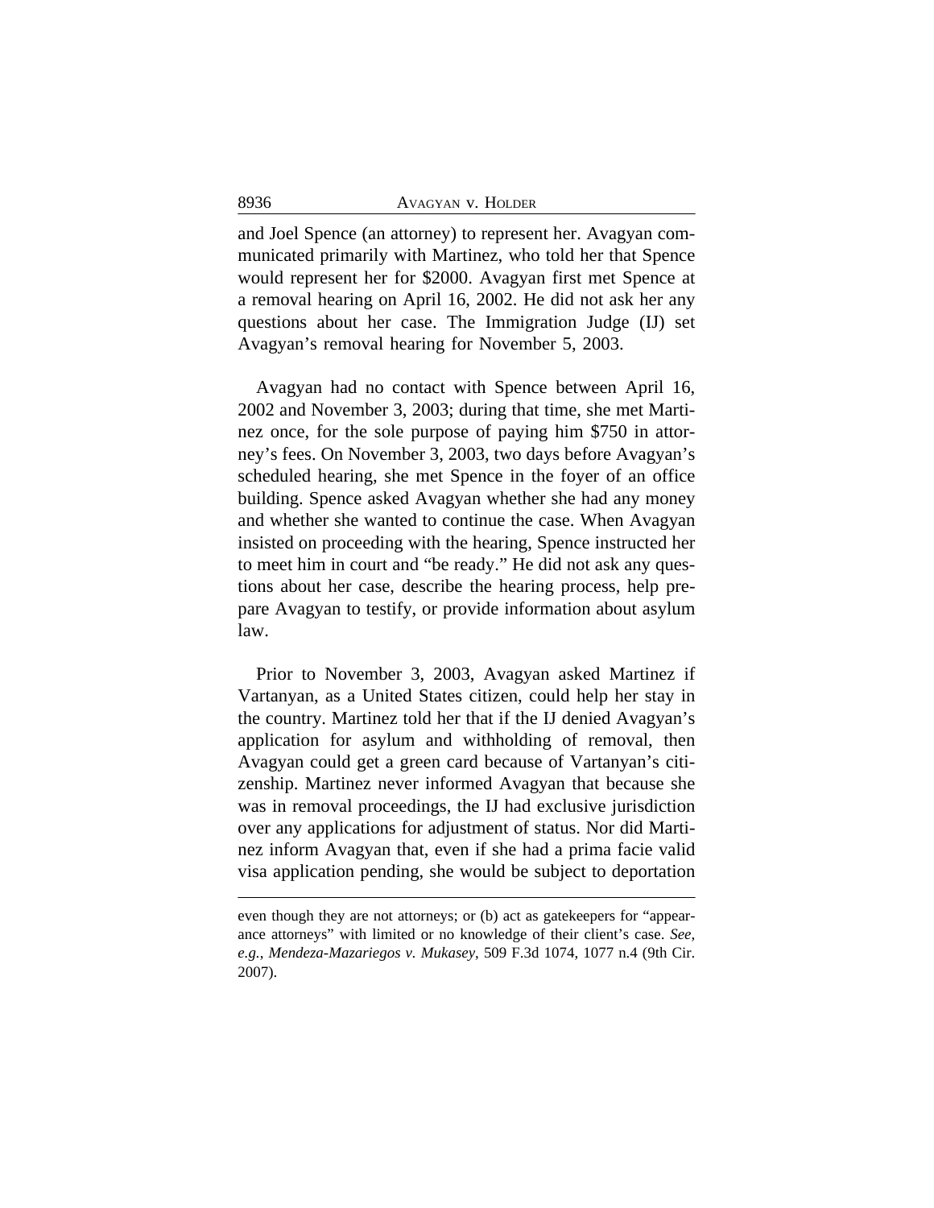and Joel Spence (an attorney) to represent her. Avagyan communicated primarily with Martinez, who told her that Spence would represent her for $2000. Avagyan first met Spence at a removal hearing on April 16, 2002. He did not ask her any questions about her case. The Immigration Judge (IJ) set Avagyan's removal hearing for November 5, 2003.

Avagyan had no contact with Spence between April 16, 2002 and November 3, 2003; during that time, she met Martinez once, for the sole purpose of paying him $750 in attorney's fees. On November 3, 2003, two days before Avagyan's scheduled hearing, she met Spence in the foyer of an office building. Spence asked Avagyan whether she had any money and whether she wanted to continue the case. When Avagyan insisted on proceeding with the hearing, Spence instructed her to meet him in court and "be ready." He did not ask any questions about her case, describe the hearing process, help prepare Avagyan to testify, or provide information about asylum law.

Prior to November 3, 2003, Avagyan asked Martinez if Vartanyan, as a United States citizen, could help her stay in the country. Martinez told her that if the IJ denied Avagyan's application for asylum and withholding of removal, then Avagyan could get a green card because of Vartanyan's citizenship. Martinez never informed Avagyan that because she was in removal proceedings, the IJ had exclusive jurisdiction over any applications for adjustment of status. Nor did Martinez inform Avagyan that, even if she had a prima facie valid visa application pending, she would be subject to deportation

---

even though they are not attorneys; or (b) act as gatekeepers for "appearance attorneys" with limited or no knowledge of their client's case. *See, e.g., Mendeza-Mazariegos v. Mukasey*, 509 F.3d 1074, 1077 n.4 (9th Cir. 2007).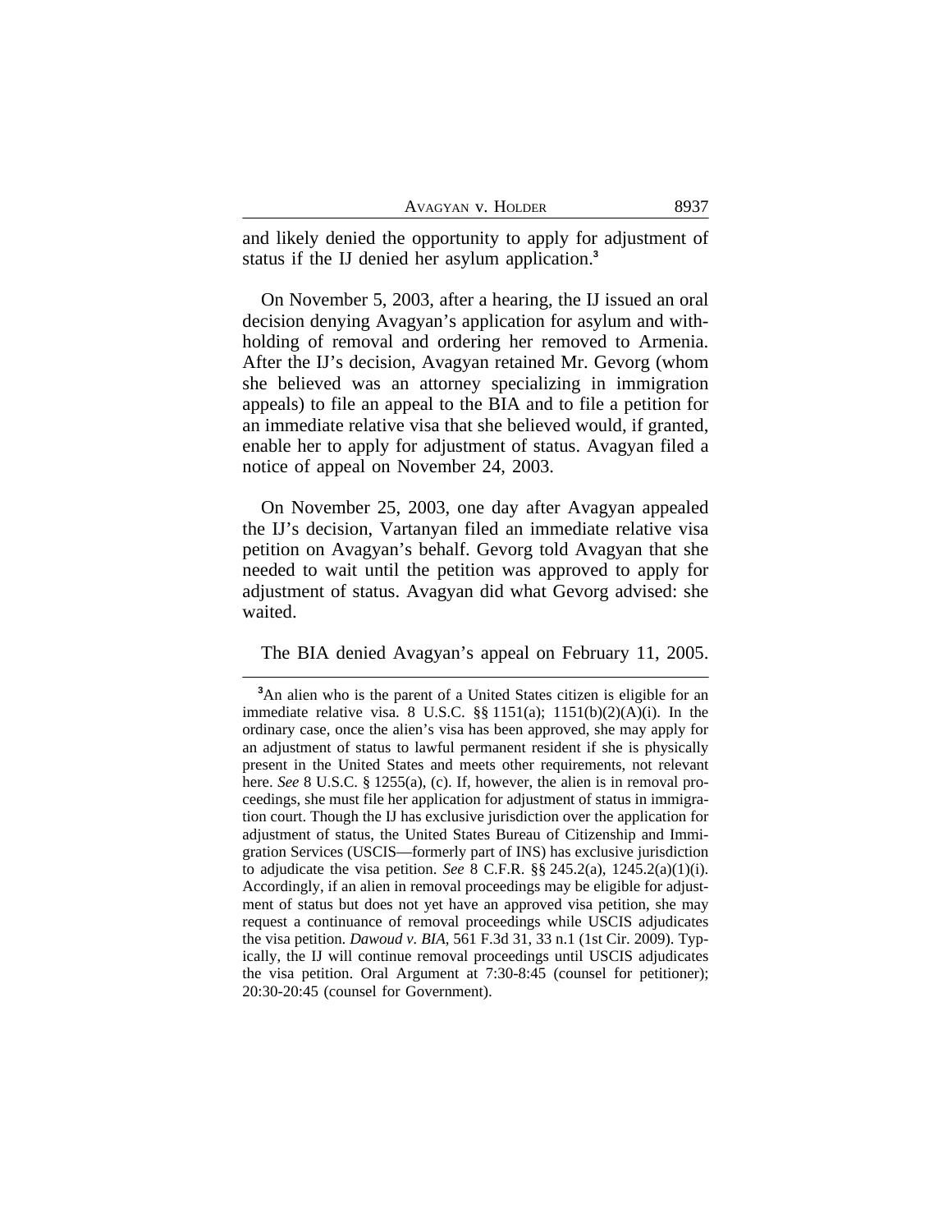and likely denied the opportunity to apply for adjustment of status if the IJ denied her asylum application.[3]

On November 5, 2003, after a hearing, the IJ issued an oral decision denying Avagyan's application for asylum and withholding of removal and ordering her removed to Armenia. After the IJ's decision, Avagyan retained Mr. Gevorg (whom she believed was an attorney specializing in immigration appeals) to file an appeal to the BIA and to file a petition for an immediate relative visa that she believed would, if granted, enable her to apply for adjustment of status. Avagyan filed a notice of appeal on November 24, 2003.

On November 25, 2003, one day after Avagyan appealed the IJ's decision, Vartanyan filed an immediate relative visa petition on Avagyan's behalf. Gevorg told Avagyan that she needed to wait until the petition was approved to apply for adjustment of status. Avagyan did what Gevorg advised: she waited.

The BIA denied Avagyan's appeal on February 11, 2005.

[3]An alien who is the parent of a United States citizen is eligible for an immediate relative visa. 8 U.S.C. §§ 1151(a); 1151(b)(2)(A)(i). In the ordinary case, once the alien's visa has been approved, she may apply for an adjustment of status to lawful permanent resident if she is physically present in the United States and meets other requirements, not relevant here. *See* 8 U.S.C. § 1255(a), (c). If, however, the alien is in removal proceedings, she must file her application for adjustment of status in immigration court. Though the IJ has exclusive jurisdiction over the application for adjustment of status, the United States Bureau of Citizenship and Immigration Services (USCIS—formerly part of INS) has exclusive jurisdiction to adjudicate the visa petition. *See* 8 C.F.R. §§ 245.2(a), 1245.2(a)(1)(i). Accordingly, if an alien in removal proceedings may be eligible for adjustment of status but does not yet have an approved visa petition, she may request a continuance of removal proceedings while USCIS adjudicates the visa petition. *Dawoud v. BIA*, 561 F.3d 31, 33 n.1 (1st Cir. 2009). Typically, the IJ will continue removal proceedings until USCIS adjudicates the visa petition. Oral Argument at 7:30-8:45 (counsel for petitioner); 20:30-20:45 (counsel for Government).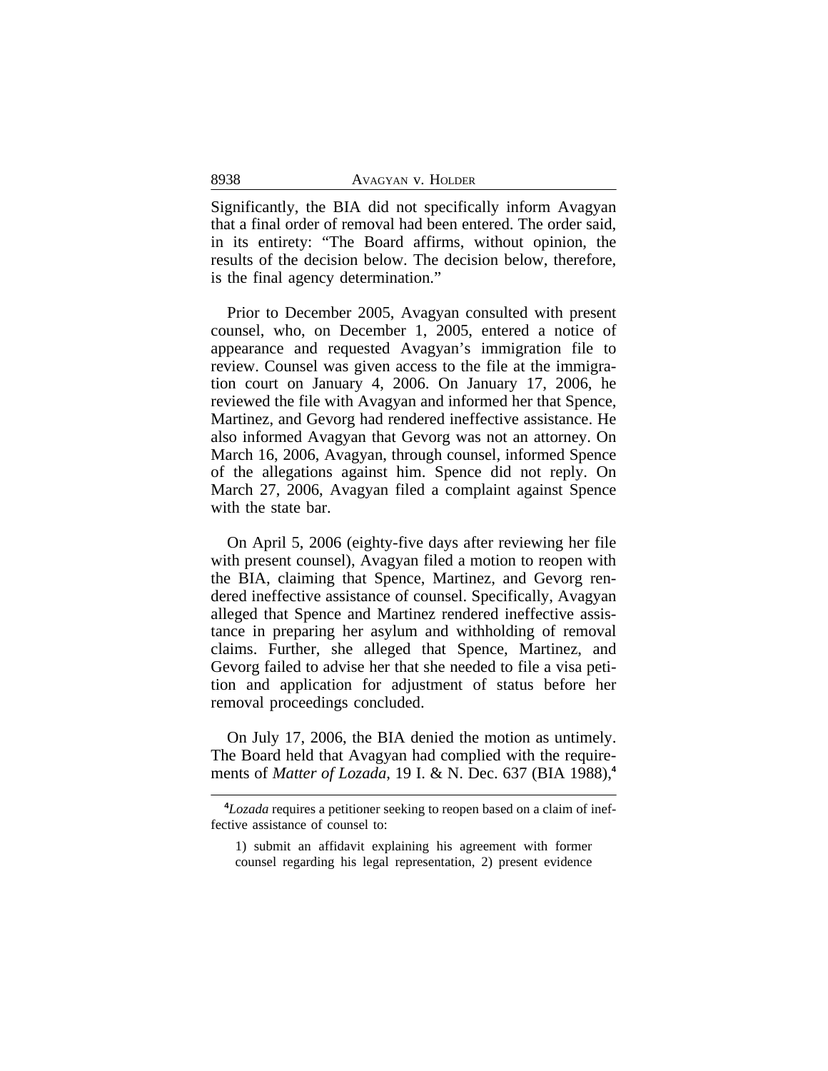Significantly, the BIA did not specifically inform Avagyan that a final order of removal had been entered. The order said, in its entirety: "The Board affirms, without opinion, the results of the decision below. The decision below, therefore, is the final agency determination."

Prior to December 2005, Avagyan consulted with present counsel, who, on December 1, 2005, entered a notice of appearance and requested Avagyan's immigration file to review. Counsel was given access to the file at the immigration court on January 4, 2006. On January 17, 2006, he reviewed the file with Avagyan and informed her that Spence, Martinez, and Gevorg had rendered ineffective assistance. He also informed Avagyan that Gevorg was not an attorney. On March 16, 2006, Avagyan, through counsel, informed Spence of the allegations against him. Spence did not reply. On March 27, 2006, Avagyan filed a complaint against Spence with the state bar.

On April 5, 2006 (eighty-five days after reviewing her file with present counsel), Avagyan filed a motion to reopen with the BIA, claiming that Spence, Martinez, and Gevorg rendered ineffective assistance of counsel. Specifically, Avagyan alleged that Spence and Martinez rendered ineffective assistance in preparing her asylum and withholding of removal claims. Further, she alleged that Spence, Martinez, and Gevorg failed to advise her that she needed to file a visa petition and application for adjustment of status before her removal proceedings concluded.

On July 17, 2006, the BIA denied the motion as untimely. The Board held that Avagyan had complied with the requirements of *Matter of Lozada*, 19 I. & N. Dec. 637 (BIA 1988),[4]

---

[4]*Lozada* requires a petitioner seeking to reopen based on a claim of ineffective assistance of counsel to:

> 1) submit an affidavit explaining his agreement with former counsel regarding his legal representation, 2) present evidence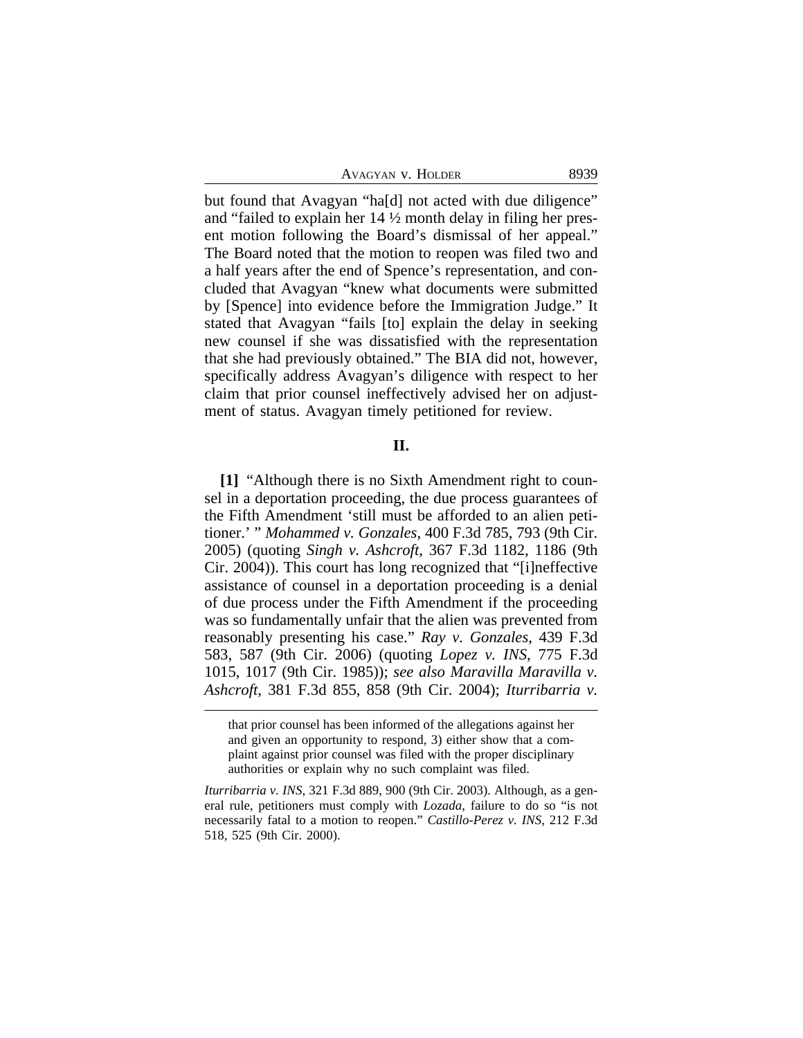but found that Avagyan "ha[d] not acted with due diligence" and "failed to explain her 14 ½ month delay in filing her present motion following the Board's dismissal of her appeal." The Board noted that the motion to reopen was filed two and a half years after the end of Spence's representation, and concluded that Avagyan "knew what documents were submitted by [Spence] into evidence before the Immigration Judge." It stated that Avagyan "fails [to] explain the delay in seeking new counsel if she was dissatisfied with the representation that she had previously obtained." The BIA did not, however, specifically address Avagyan's diligence with respect to her claim that prior counsel ineffectively advised her on adjustment of status. Avagyan timely petitioned for review.

## II.

**[1]** "Although there is no Sixth Amendment right to counsel in a deportation proceeding, the due process guarantees of the Fifth Amendment 'still must be afforded to an alien petitioner.' " *Mohammed v. Gonzales*, 400 F.3d 785, 793 (9th Cir. 2005) (quoting *Singh v. Ashcroft*, 367 F.3d 1182, 1186 (9th Cir. 2004)). This court has long recognized that "[i]neffective assistance of counsel in a deportation proceeding is a denial of due process under the Fifth Amendment if the proceeding was so fundamentally unfair that the alien was prevented from reasonably presenting his case." *Ray v. Gonzales*, 439 F.3d 583, 587 (9th Cir. 2006) (quoting *Lopez v. INS*, 775 F.3d 1015, 1017 (9th Cir. 1985)); *see also Maravilla Maravilla v. Ashcroft*, 381 F.3d 855, 858 (9th Cir. 2004); *Iturribarria v.*

---

that prior counsel has been informed of the allegations against her and given an opportunity to respond, 3) either show that a complaint against prior counsel was filed with the proper disciplinary authorities or explain why no such complaint was filed.

*Iturribarria v. INS*, 321 F.3d 889, 900 (9th Cir. 2003). Although, as a general rule, petitioners must comply with *Lozada*, failure to do so "is not necessarily fatal to a motion to reopen." *Castillo-Perez v. INS*, 212 F.3d 518, 525 (9th Cir. 2000).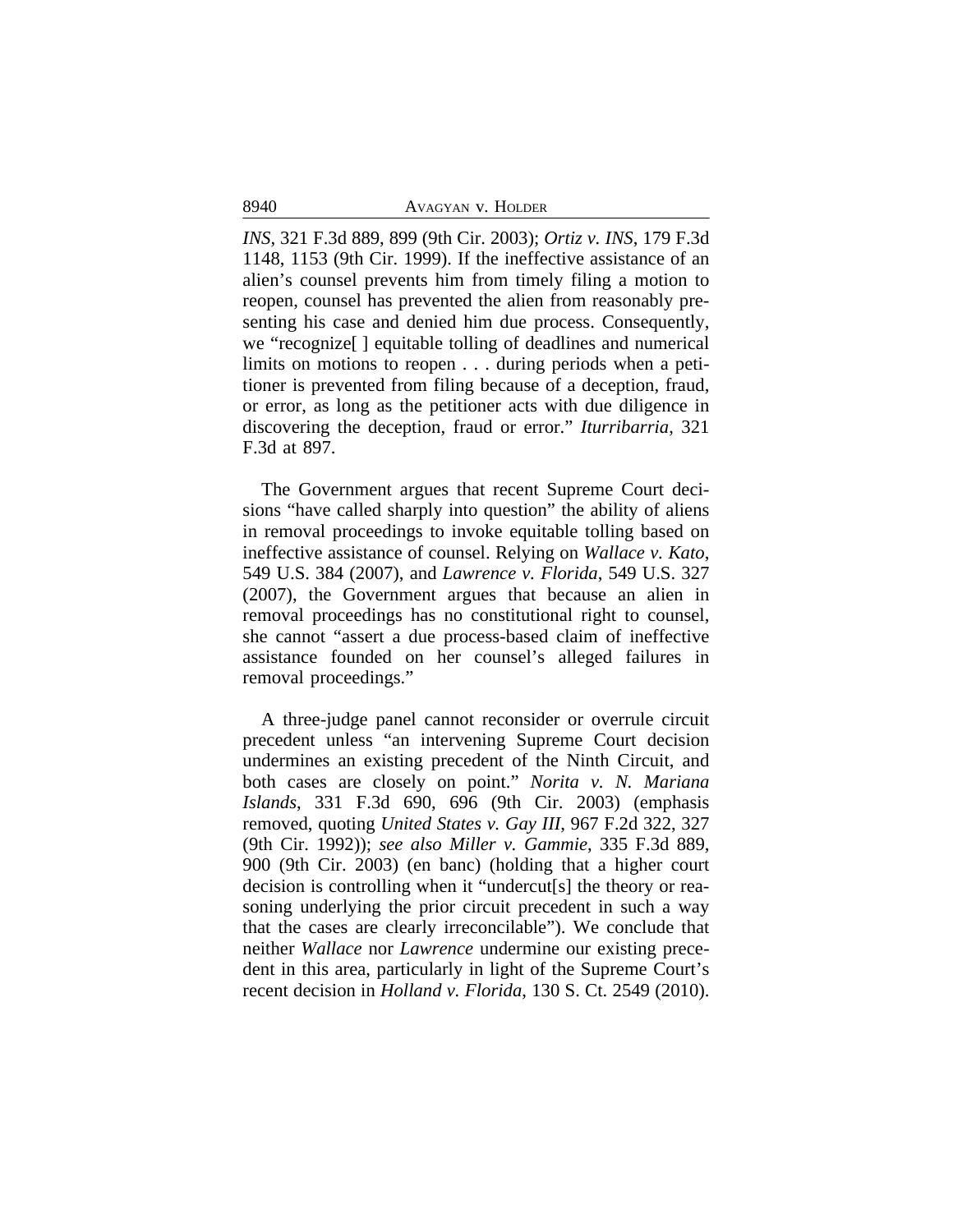*INS*, 321 F.3d 889, 899 (9th Cir. 2003); *Ortiz v. INS*, 179 F.3d 1148, 1153 (9th Cir. 1999). If the ineffective assistance of an alien's counsel prevents him from timely filing a motion to reopen, counsel has prevented the alien from reasonably presenting his case and denied him due process. Consequently, we "recognize[ ] equitable tolling of deadlines and numerical limits on motions to reopen . . . during periods when a petitioner is prevented from filing because of a deception, fraud, or error, as long as the petitioner acts with due diligence in discovering the deception, fraud or error." *Iturribarria*, 321 F.3d at 897.

The Government argues that recent Supreme Court decisions "have called sharply into question" the ability of aliens in removal proceedings to invoke equitable tolling based on ineffective assistance of counsel. Relying on *Wallace v. Kato*, 549 U.S. 384 (2007), and *Lawrence v. Florida*, 549 U.S. 327 (2007), the Government argues that because an alien in removal proceedings has no constitutional right to counsel, she cannot "assert a due process-based claim of ineffective assistance founded on her counsel's alleged failures in removal proceedings."

A three-judge panel cannot reconsider or overrule circuit precedent unless "an intervening Supreme Court decision undermines an existing precedent of the Ninth Circuit, and both cases are closely on point." *Norita v. N. Mariana Islands*, 331 F.3d 690, 696 (9th Cir. 2003) (emphasis removed, quoting *United States v. Gay III*, 967 F.2d 322, 327 (9th Cir. 1992)); *see also Miller v. Gammie*, 335 F.3d 889, 900 (9th Cir. 2003) (en banc) (holding that a higher court decision is controlling when it "undercut[s] the theory or reasoning underlying the prior circuit precedent in such a way that the cases are clearly irreconcilable"). We conclude that neither *Wallace* nor *Lawrence* undermine our existing precedent in this area, particularly in light of the Supreme Court's recent decision in *Holland v. Florida*, 130 S. Ct. 2549 (2010).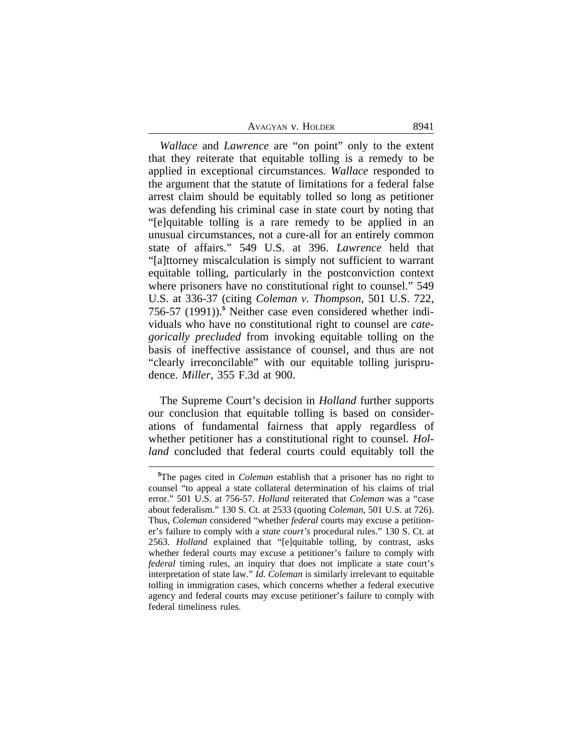*Wallace* and *Lawrence* are "on point" only to the extent that they reiterate that equitable tolling is a remedy to be applied in exceptional circumstances. *Wallace* responded to the argument that the statute of limitations for a federal false arrest claim should be equitably tolled so long as petitioner was defending his criminal case in state court by noting that "[e]quitable tolling is a rare remedy to be applied in an unusual circumstances, not a cure-all for an entirely common state of affairs." 549 U.S. at 396. *Lawrence* held that "[a]ttorney miscalculation is simply not sufficient to warrant equitable tolling, particularly in the postconviction context where prisoners have no constitutional right to counsel." 549 U.S. at 336-37 (citing *Coleman v. Thompson*, 501 U.S. 722, 756-57 (1991)).[5] Neither case even considered whether individuals who have no constitutional right to counsel are *categorically precluded* from invoking equitable tolling on the basis of ineffective assistance of counsel, and thus are not "clearly irreconcilable" with our equitable tolling jurisprudence. *Miller*, 355 F.3d at 900.

The Supreme Court's decision in *Holland* further supports our conclusion that equitable tolling is based on considerations of fundamental fairness that apply regardless of whether petitioner has a constitutional right to counsel. *Holland* concluded that federal courts could equitably toll the

[5]The pages cited in *Coleman* establish that a prisoner has no right to counsel "to appeal a state collateral determination of his claims of trial error." 501 U.S. at 756-57. *Holland* reiterated that *Coleman* was a "case about federalism." 130 S. Ct. at 2533 (quoting *Coleman*, 501 U.S. at 726). Thus, *Coleman* considered "whether *federal* courts may excuse a petitioner's failure to comply with a *state court's* procedural rules." 130 S. Ct. at 2563. *Holland* explained that "[e]quitable tolling, by contrast, asks whether federal courts may excuse a petitioner's failure to comply with *federal* timing rules, an inquiry that does not implicate a state court's interpretation of state law." *Id. Coleman* is similarly irrelevant to equitable tolling in immigration cases, which concerns whether a federal executive agency and federal courts may excuse petitioner's failure to comply with federal timeliness rules.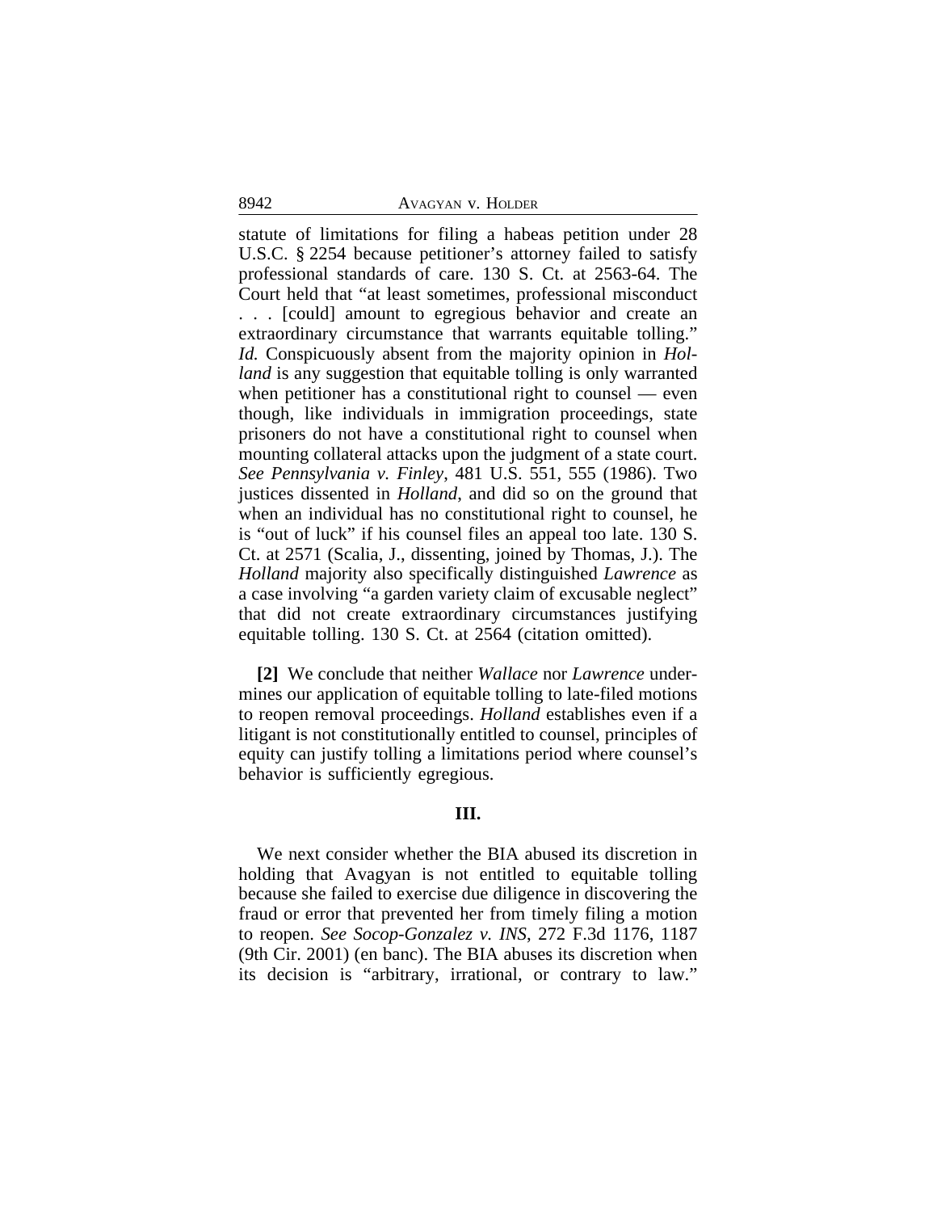statute of limitations for filing a habeas petition under 28 U.S.C. § 2254 because petitioner's attorney failed to satisfy professional standards of care. 130 S. Ct. at 2563-64. The Court held that "at least sometimes, professional misconduct . . . [could] amount to egregious behavior and create an extraordinary circumstance that warrants equitable tolling." *Id.* Conspicuously absent from the majority opinion in *Holland* is any suggestion that equitable tolling is only warranted when petitioner has a constitutional right to counsel — even though, like individuals in immigration proceedings, state prisoners do not have a constitutional right to counsel when mounting collateral attacks upon the judgment of a state court. *See Pennsylvania v. Finley*, 481 U.S. 551, 555 (1986). Two justices dissented in *Holland*, and did so on the ground that when an individual has no constitutional right to counsel, he is "out of luck" if his counsel files an appeal too late. 130 S. Ct. at 2571 (Scalia, J., dissenting, joined by Thomas, J.). The *Holland* majority also specifically distinguished *Lawrence* as a case involving "a garden variety claim of excusable neglect" that did not create extraordinary circumstances justifying equitable tolling. 130 S. Ct. at 2564 (citation omitted).

**[2]** We conclude that neither *Wallace* nor *Lawrence* undermines our application of equitable tolling to late-filed motions to reopen removal proceedings. *Holland* establishes even if a litigant is not constitutionally entitled to counsel, principles of equity can justify tolling a limitations period where counsel's behavior is sufficiently egregious.

## III.

We next consider whether the BIA abused its discretion in holding that Avagyan is not entitled to equitable tolling because she failed to exercise due diligence in discovering the fraud or error that prevented her from timely filing a motion to reopen. *See Socop-Gonzalez v. INS*, 272 F.3d 1176, 1187 (9th Cir. 2001) (en banc). The BIA abuses its discretion when its decision is "arbitrary, irrational, or contrary to law."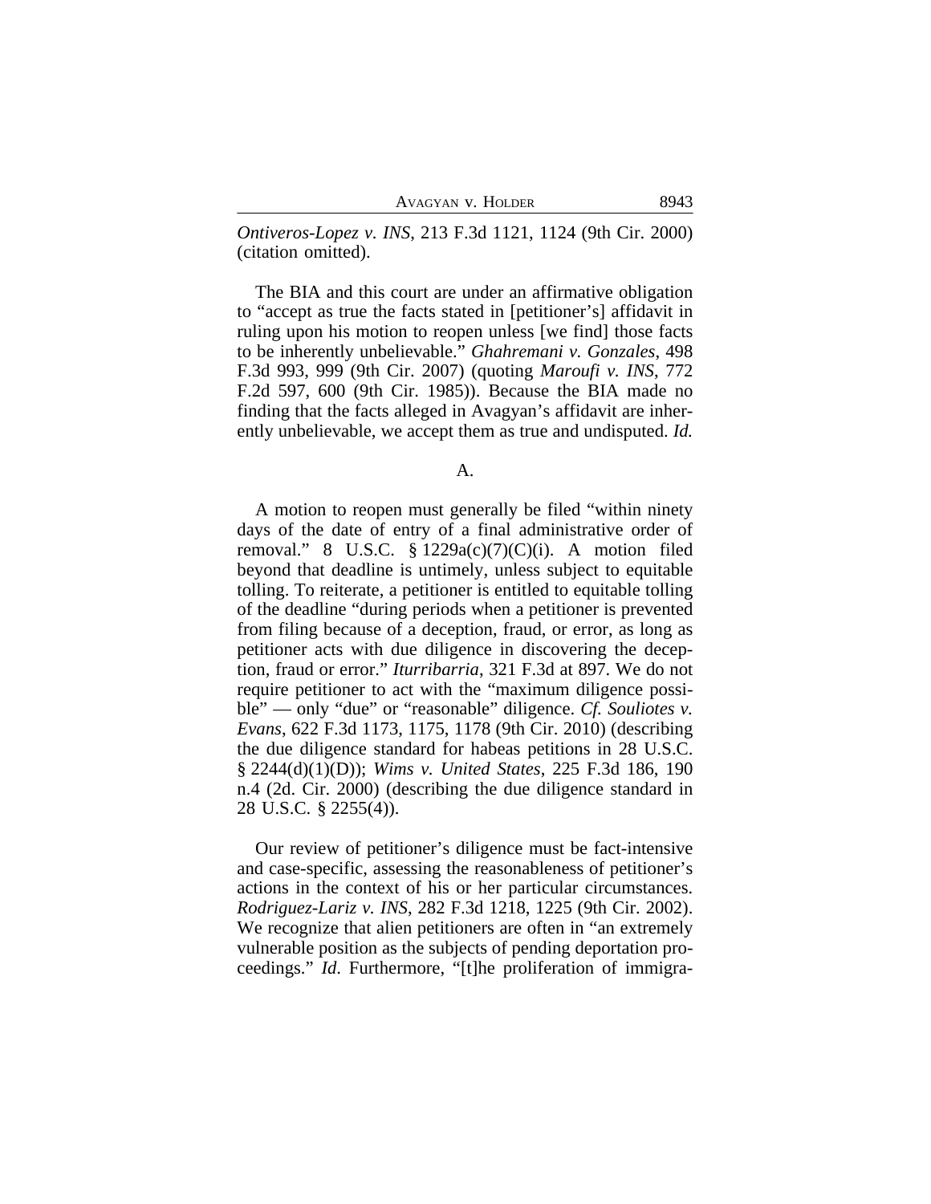*Ontiveros-Lopez v. INS*, 213 F.3d 1121, 1124 (9th Cir. 2000) (citation omitted).

The BIA and this court are under an affirmative obligation to "accept as true the facts stated in [petitioner's] affidavit in ruling upon his motion to reopen unless [we find] those facts to be inherently unbelievable." *Ghahremani v. Gonzales*, 498 F.3d 993, 999 (9th Cir. 2007) (quoting *Maroufi v. INS*, 772 F.2d 597, 600 (9th Cir. 1985)). Because the BIA made no finding that the facts alleged in Avagyan's affidavit are inherently unbelievable, we accept them as true and undisputed. *Id.*

A.

A motion to reopen must generally be filed "within ninety days of the date of entry of a final administrative order of removal." 8 U.S.C. § 1229a(c)(7)(C)(i). A motion filed beyond that deadline is untimely, unless subject to equitable tolling. To reiterate, a petitioner is entitled to equitable tolling of the deadline "during periods when a petitioner is prevented from filing because of a deception, fraud, or error, as long as petitioner acts with due diligence in discovering the deception, fraud or error." *Iturribarria*, 321 F.3d at 897. We do not require petitioner to act with the "maximum diligence possible" — only "due" or "reasonable" diligence. *Cf. Souliotes v. Evans*, 622 F.3d 1173, 1175, 1178 (9th Cir. 2010) (describing the due diligence standard for habeas petitions in 28 U.S.C. § 2244(d)(1)(D)); *Wims v. United States*, 225 F.3d 186, 190 n.4 (2d. Cir. 2000) (describing the due diligence standard in 28 U.S.C. § 2255(4)).

Our review of petitioner's diligence must be fact-intensive and case-specific, assessing the reasonableness of petitioner's actions in the context of his or her particular circumstances. *Rodriguez-Lariz v. INS*, 282 F.3d 1218, 1225 (9th Cir. 2002). We recognize that alien petitioners are often in "an extremely vulnerable position as the subjects of pending deportation proceedings." *Id*. Furthermore, "[t]he proliferation of immigra-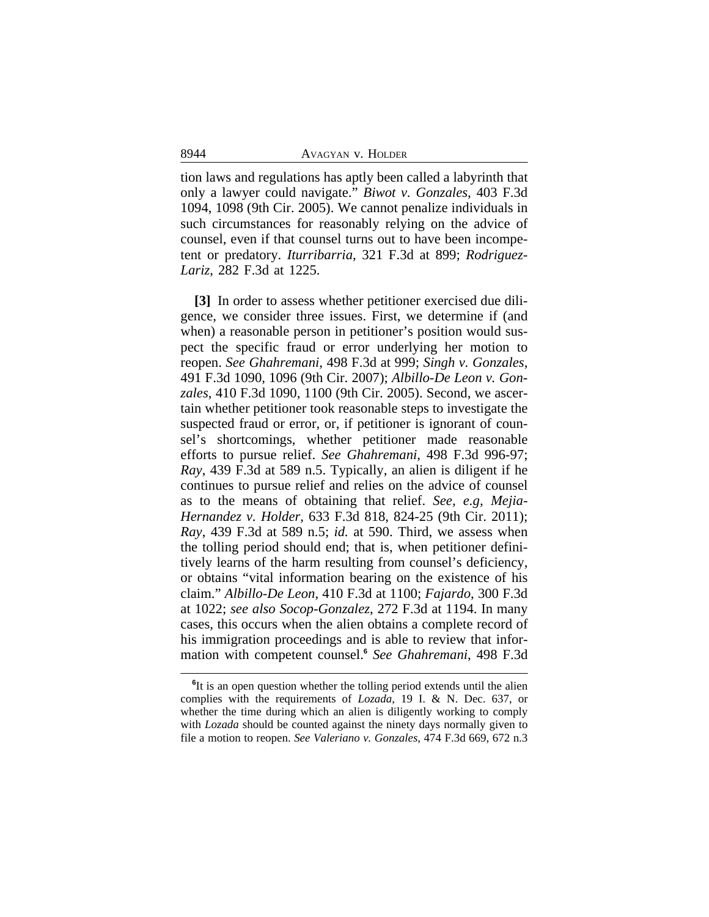tion laws and regulations has aptly been called a labyrinth that only a lawyer could navigate." *Biwot v. Gonzales*, 403 F.3d 1094, 1098 (9th Cir. 2005). We cannot penalize individuals in such circumstances for reasonably relying on the advice of counsel, even if that counsel turns out to have been incompetent or predatory. *Iturribarria*, 321 F.3d at 899; *Rodriguez-Lariz*, 282 F.3d at 1225.

**[3]** In order to assess whether petitioner exercised due diligence, we consider three issues. First, we determine if (and when) a reasonable person in petitioner's position would suspect the specific fraud or error underlying her motion to reopen. *See Ghahremani*, 498 F.3d at 999; *Singh v. Gonzales*, 491 F.3d 1090, 1096 (9th Cir. 2007); *Albillo-De Leon v. Gonzales*, 410 F.3d 1090, 1100 (9th Cir. 2005). Second, we ascertain whether petitioner took reasonable steps to investigate the suspected fraud or error, or, if petitioner is ignorant of counsel's shortcomings, whether petitioner made reasonable efforts to pursue relief. *See Ghahremani*, 498 F.3d 996-97; *Ray*, 439 F.3d at 589 n.5. Typically, an alien is diligent if he continues to pursue relief and relies on the advice of counsel as to the means of obtaining that relief. *See, e.g, Mejia-Hernandez v. Holder*, 633 F.3d 818, 824-25 (9th Cir. 2011); *Ray*, 439 F.3d at 589 n.5; *id.* at 590. Third, we assess when the tolling period should end; that is, when petitioner definitively learns of the harm resulting from counsel's deficiency, or obtains "vital information bearing on the existence of his claim." *Albillo-De Leon*, 410 F.3d at 1100; *Fajardo*, 300 F.3d at 1022; *see also Socop-Gonzalez*, 272 F.3d at 1194. In many cases, this occurs when the alien obtains a complete record of his immigration proceedings and is able to review that information with competent counsel.[6] *See Ghahremani*, 498 F.3d

[6]It is an open question whether the tolling period extends until the alien complies with the requirements of *Lozada*, 19 I. & N. Dec. 637, or whether the time during which an alien is diligently working to comply with *Lozada* should be counted against the ninety days normally given to file a motion to reopen. *See Valeriano v. Gonzales*, 474 F.3d 669, 672 n.3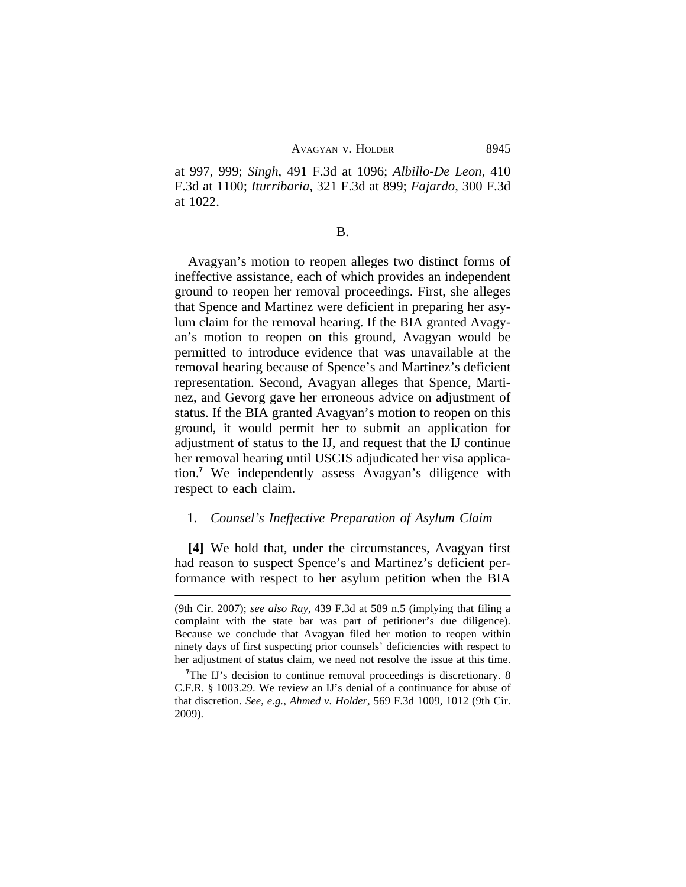at 997, 999; *Singh*, 491 F.3d at 1096; *Albillo-De Leon*, 410 F.3d at 1100; *Iturribaria*, 321 F.3d at 899; *Fajardo*, 300 F.3d at 1022.

B.

Avagyan's motion to reopen alleges two distinct forms of ineffective assistance, each of which provides an independent ground to reopen her removal proceedings. First, she alleges that Spence and Martinez were deficient in preparing her asylum claim for the removal hearing. If the BIA granted Avagyan's motion to reopen on this ground, Avagyan would be permitted to introduce evidence that was unavailable at the removal hearing because of Spence's and Martinez's deficient representation. Second, Avagyan alleges that Spence, Martinez, and Gevorg gave her erroneous advice on adjustment of status. If the BIA granted Avagyan's motion to reopen on this ground, it would permit her to submit an application for adjustment of status to the IJ, and request that the IJ continue her removal hearing until USCIS adjudicated her visa application.[7] We independently assess Avagyan's diligence with respect to each claim.

1. *Counsel's Ineffective Preparation of Asylum Claim*

**[4]** We hold that, under the circumstances, Avagyan first had reason to suspect Spence's and Martinez's deficient performance with respect to her asylum petition when the BIA

---

(9th Cir. 2007); *see also Ray*, 439 F.3d at 589 n.5 (implying that filing a complaint with the state bar was part of petitioner's due diligence). Because we conclude that Avagyan filed her motion to reopen within ninety days of first suspecting prior counsels' deficiencies with respect to her adjustment of status claim, we need not resolve the issue at this time.

[7]The IJ's decision to continue removal proceedings is discretionary. 8 C.F.R. § 1003.29. We review an IJ's denial of a continuance for abuse of that discretion. *See, e.g.*, *Ahmed v. Holder*, 569 F.3d 1009, 1012 (9th Cir. 2009).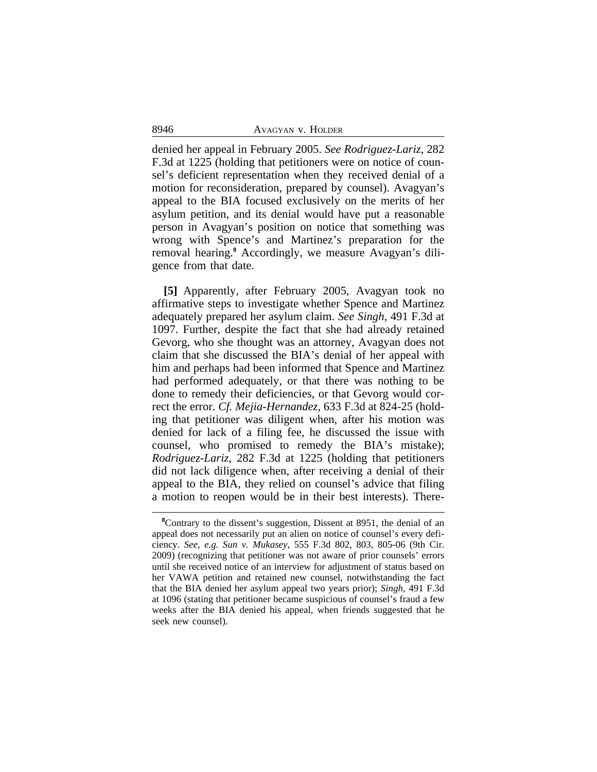denied her appeal in February 2005. *See Rodriguez-Lariz*, 282 F.3d at 1225 (holding that petitioners were on notice of counsel's deficient representation when they received denial of a motion for reconsideration, prepared by counsel). Avagyan's appeal to the BIA focused exclusively on the merits of her asylum petition, and its denial would have put a reasonable person in Avagyan's position on notice that something was wrong with Spence's and Martinez's preparation for the removal hearing.[8] Accordingly, we measure Avagyan's diligence from that date.

**[5]** Apparently, after February 2005, Avagyan took no affirmative steps to investigate whether Spence and Martinez adequately prepared her asylum claim. *See Singh*, 491 F.3d at 1097. Further, despite the fact that she had already retained Gevorg, who she thought was an attorney, Avagyan does not claim that she discussed the BIA's denial of her appeal with him and perhaps had been informed that Spence and Martinez had performed adequately, or that there was nothing to be done to remedy their deficiencies, or that Gevorg would correct the error. *Cf. Mejia-Hernandez*, 633 F.3d at 824-25 (holding that petitioner was diligent when, after his motion was denied for lack of a filing fee, he discussed the issue with counsel, who promised to remedy the BIA's mistake); *Rodriguez-Lariz*, 282 F.3d at 1225 (holding that petitioners did not lack diligence when, after receiving a denial of their appeal to the BIA, they relied on counsel's advice that filing a motion to reopen would be in their best interests). There-

[8]Contrary to the dissent's suggestion, Dissent at 8951, the denial of an appeal does not necessarily put an alien on notice of counsel's every deficiency. *See, e.g. Sun v. Mukasey*, 555 F.3d 802, 803, 805-06 (9th Cir. 2009) (recognizing that petitioner was not aware of prior counsels' errors until she received notice of an interview for adjustment of status based on her VAWA petition and retained new counsel, notwithstanding the fact that the BIA denied her asylum appeal two years prior); *Singh*, 491 F.3d at 1096 (stating that petitioner became suspicious of counsel's fraud a few weeks after the BIA denied his appeal, when friends suggested that he seek new counsel).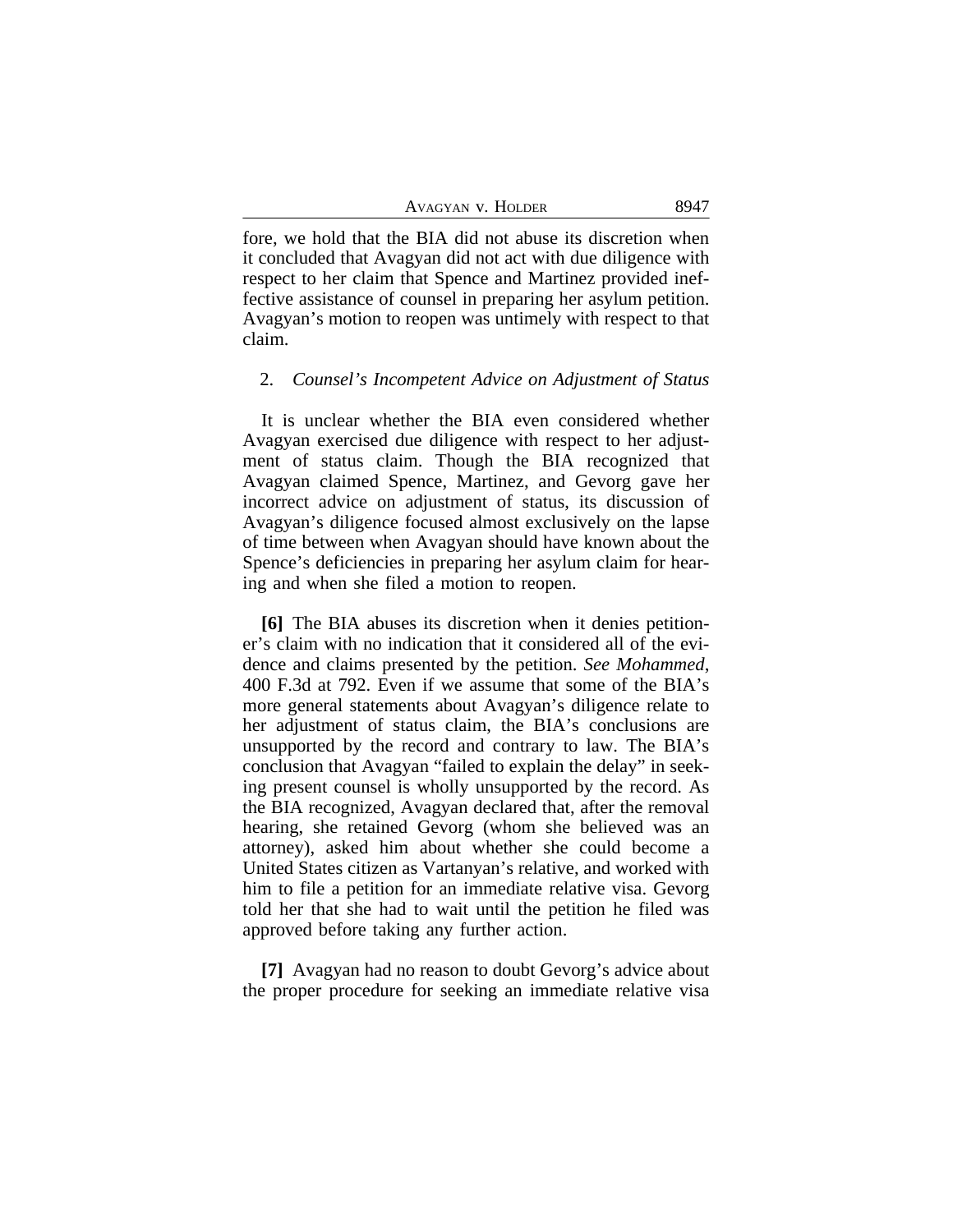fore, we hold that the BIA did not abuse its discretion when it concluded that Avagyan did not act with due diligence with respect to her claim that Spence and Martinez provided ineffective assistance of counsel in preparing her asylum petition. Avagyan's motion to reopen was untimely with respect to that claim.

2. *Counsel's Incompetent Advice on Adjustment of Status*

It is unclear whether the BIA even considered whether Avagyan exercised due diligence with respect to her adjustment of status claim. Though the BIA recognized that Avagyan claimed Spence, Martinez, and Gevorg gave her incorrect advice on adjustment of status, its discussion of Avagyan's diligence focused almost exclusively on the lapse of time between when Avagyan should have known about the Spence's deficiencies in preparing her asylum claim for hearing and when she filed a motion to reopen.

**[6]** The BIA abuses its discretion when it denies petitioner's claim with no indication that it considered all of the evidence and claims presented by the petition. *See Mohammed*, 400 F.3d at 792. Even if we assume that some of the BIA's more general statements about Avagyan's diligence relate to her adjustment of status claim, the BIA's conclusions are unsupported by the record and contrary to law. The BIA's conclusion that Avagyan "failed to explain the delay" in seeking present counsel is wholly unsupported by the record. As the BIA recognized, Avagyan declared that, after the removal hearing, she retained Gevorg (whom she believed was an attorney), asked him about whether she could become a United States citizen as Vartanyan's relative, and worked with him to file a petition for an immediate relative visa. Gevorg told her that she had to wait until the petition he filed was approved before taking any further action.

**[7]** Avagyan had no reason to doubt Gevorg's advice about the proper procedure for seeking an immediate relative visa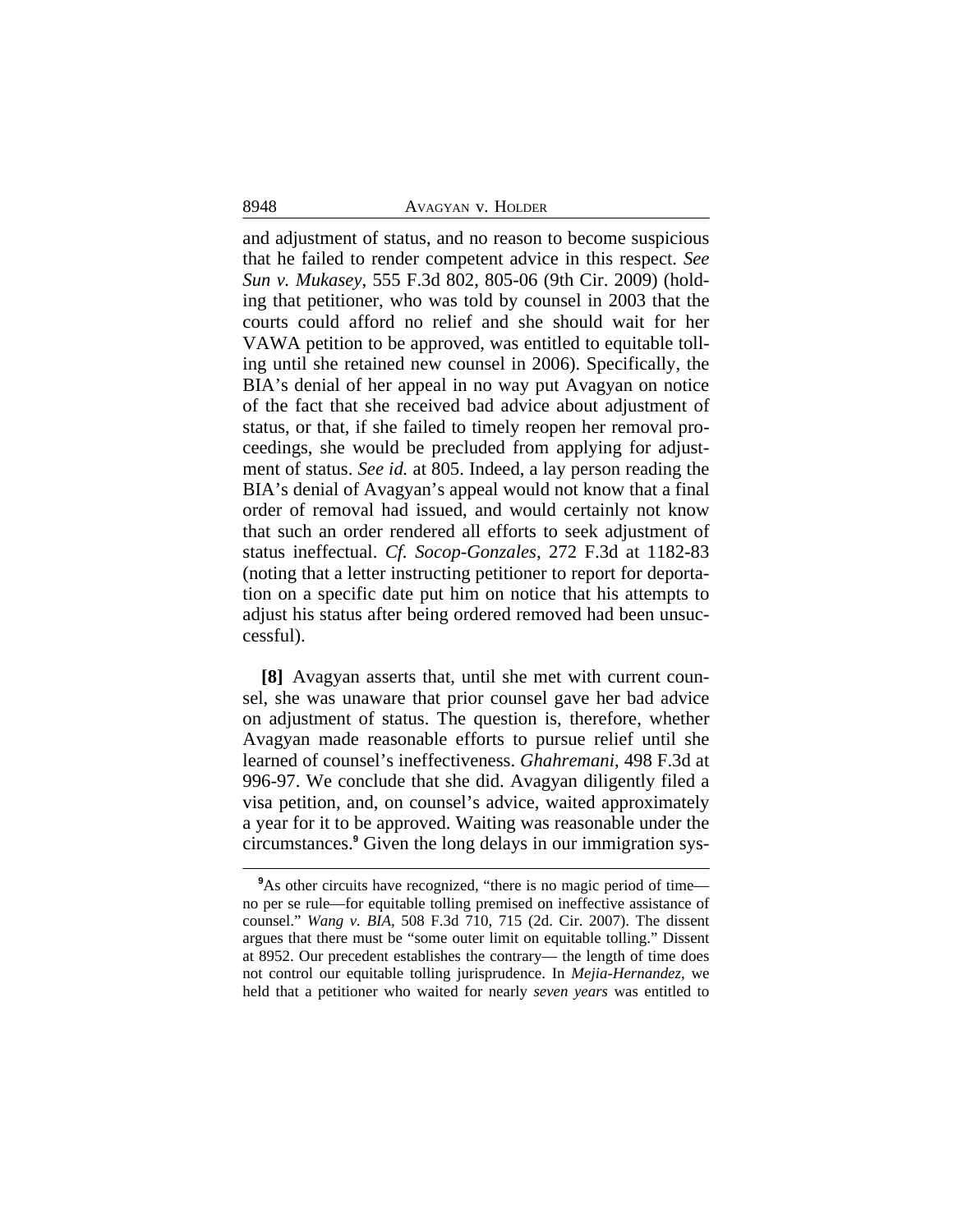and adjustment of status, and no reason to become suspicious that he failed to render competent advice in this respect. *See Sun v. Mukasey*, 555 F.3d 802, 805-06 (9th Cir. 2009) (holding that petitioner, who was told by counsel in 2003 that the courts could afford no relief and she should wait for her VAWA petition to be approved, was entitled to equitable tolling until she retained new counsel in 2006). Specifically, the BIA's denial of her appeal in no way put Avagyan on notice of the fact that she received bad advice about adjustment of status, or that, if she failed to timely reopen her removal proceedings, she would be precluded from applying for adjustment of status. *See id.* at 805. Indeed, a lay person reading the BIA's denial of Avagyan's appeal would not know that a final order of removal had issued, and would certainly not know that such an order rendered all efforts to seek adjustment of status ineffectual. *Cf. Socop-Gonzales*, 272 F.3d at 1182-83 (noting that a letter instructing petitioner to report for deportation on a specific date put him on notice that his attempts to adjust his status after being ordered removed had been unsuccessful).

**[8]** Avagyan asserts that, until she met with current counsel, she was unaware that prior counsel gave her bad advice on adjustment of status. The question is, therefore, whether Avagyan made reasonable efforts to pursue relief until she learned of counsel's ineffectiveness. *Ghahremani*, 498 F.3d at 996-97. We conclude that she did. Avagyan diligently filed a visa petition, and, on counsel's advice, waited approximately a year for it to be approved. Waiting was reasonable under the circumstances.[9] Given the long delays in our immigration sys-

[9]As other circuits have recognized, "there is no magic period of time—no per se rule—for equitable tolling premised on ineffective assistance of counsel." *Wang v. BIA*, 508 F.3d 710, 715 (2d. Cir. 2007). The dissent argues that there must be "some outer limit on equitable tolling." Dissent at 8952. Our precedent establishes the contrary— the length of time does not control our equitable tolling jurisprudence. In *Mejia-Hernandez*, we held that a petitioner who waited for nearly *seven years* was entitled to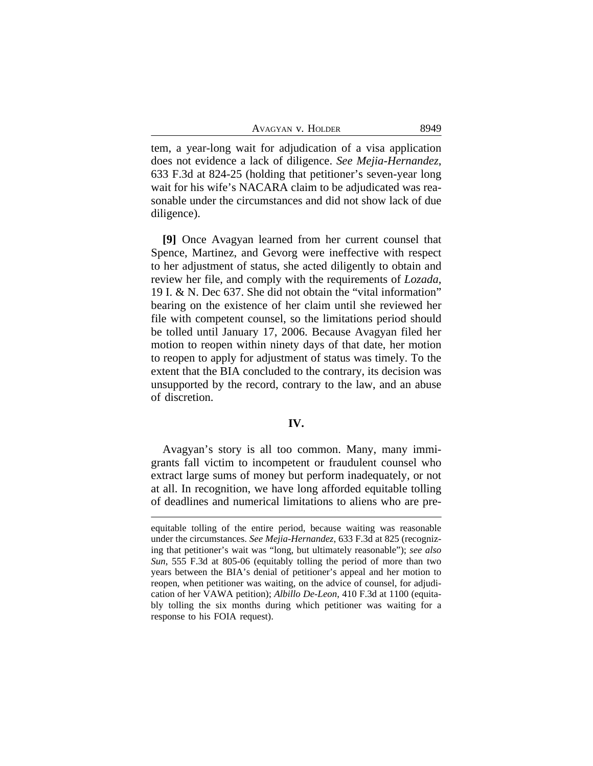tem, a year-long wait for adjudication of a visa application does not evidence a lack of diligence. *See Mejia-Hernandez*, 633 F.3d at 824-25 (holding that petitioner's seven-year long wait for his wife's NACARA claim to be adjudicated was reasonable under the circumstances and did not show lack of due diligence).

**[9]** Once Avagyan learned from her current counsel that Spence, Martinez, and Gevorg were ineffective with respect to her adjustment of status, she acted diligently to obtain and review her file, and comply with the requirements of *Lozada*, 19 I. & N. Dec 637. She did not obtain the "vital information" bearing on the existence of her claim until she reviewed her file with competent counsel, so the limitations period should be tolled until January 17, 2006. Because Avagyan filed her motion to reopen within ninety days of that date, her motion to reopen to apply for adjustment of status was timely. To the extent that the BIA concluded to the contrary, its decision was unsupported by the record, contrary to the law, and an abuse of discretion.

## IV.

Avagyan's story is all too common. Many, many immigrants fall victim to incompetent or fraudulent counsel who extract large sums of money but perform inadequately, or not at all. In recognition, we have long afforded equitable tolling of deadlines and numerical limitations to aliens who are pre-

---

equitable tolling of the entire period, because waiting was reasonable under the circumstances. *See Mejia-Hernandez*, 633 F.3d at 825 (recognizing that petitioner's wait was "long, but ultimately reasonable"); *see also Sun*, 555 F.3d at 805-06 (equitably tolling the period of more than two years between the BIA's denial of petitioner's appeal and her motion to reopen, when petitioner was waiting, on the advice of counsel, for adjudication of her VAWA petition); *Albillo De-Leon*, 410 F.3d at 1100 (equitably tolling the six months during which petitioner was waiting for a response to his FOIA request).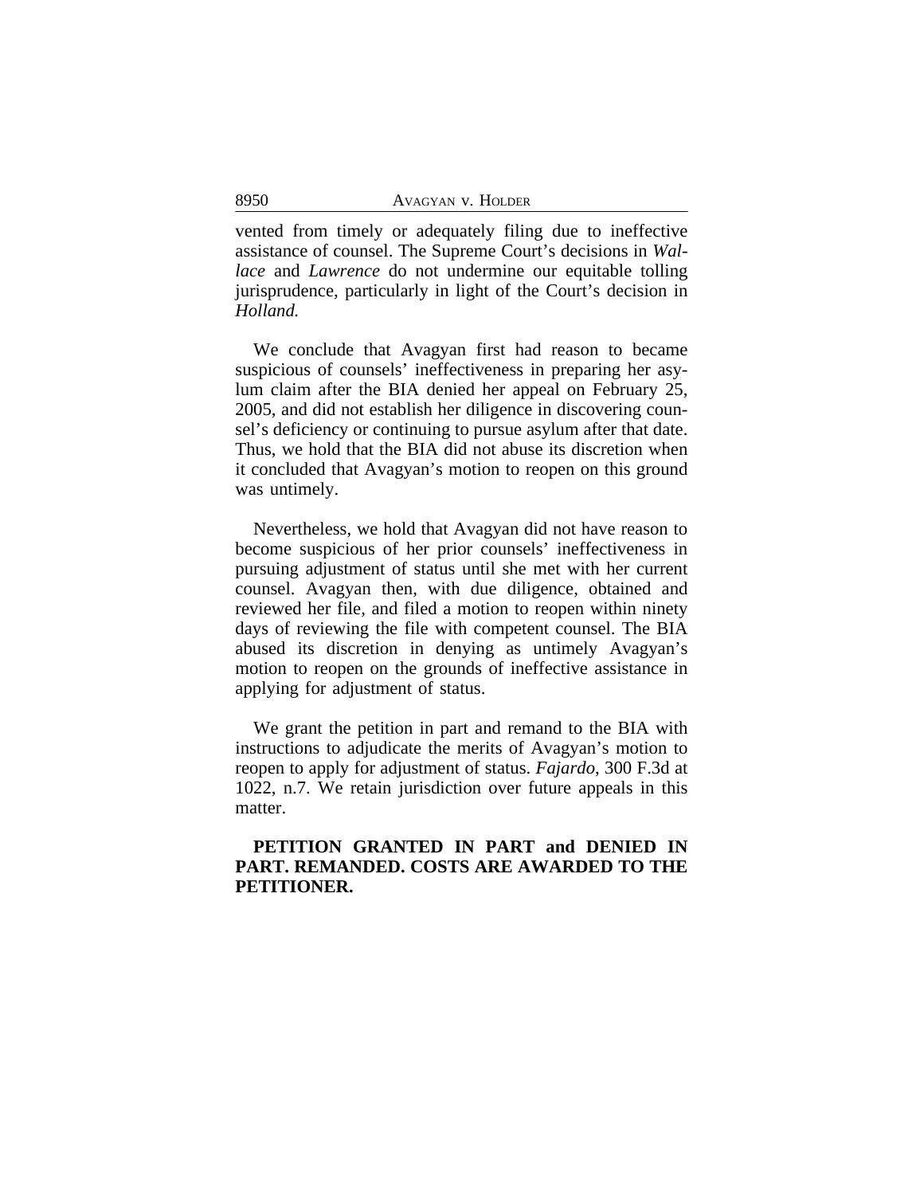vented from timely or adequately filing due to ineffective assistance of counsel. The Supreme Court's decisions in *Wallace* and *Lawrence* do not undermine our equitable tolling jurisprudence, particularly in light of the Court's decision in *Holland.*

We conclude that Avagyan first had reason to became suspicious of counsels' ineffectiveness in preparing her asylum claim after the BIA denied her appeal on February 25, 2005, and did not establish her diligence in discovering counsel's deficiency or continuing to pursue asylum after that date. Thus, we hold that the BIA did not abuse its discretion when it concluded that Avagyan's motion to reopen on this ground was untimely.

Nevertheless, we hold that Avagyan did not have reason to become suspicious of her prior counsels' ineffectiveness in pursuing adjustment of status until she met with her current counsel. Avagyan then, with due diligence, obtained and reviewed her file, and filed a motion to reopen within ninety days of reviewing the file with competent counsel. The BIA abused its discretion in denying as untimely Avagyan's motion to reopen on the grounds of ineffective assistance in applying for adjustment of status.

We grant the petition in part and remand to the BIA with instructions to adjudicate the merits of Avagyan's motion to reopen to apply for adjustment of status. *Fajardo*, 300 F.3d at 1022, n.7. We retain jurisdiction over future appeals in this matter.

**PETITION GRANTED IN PART and DENIED IN PART. REMANDED. COSTS ARE AWARDED TO THE PETITIONER.**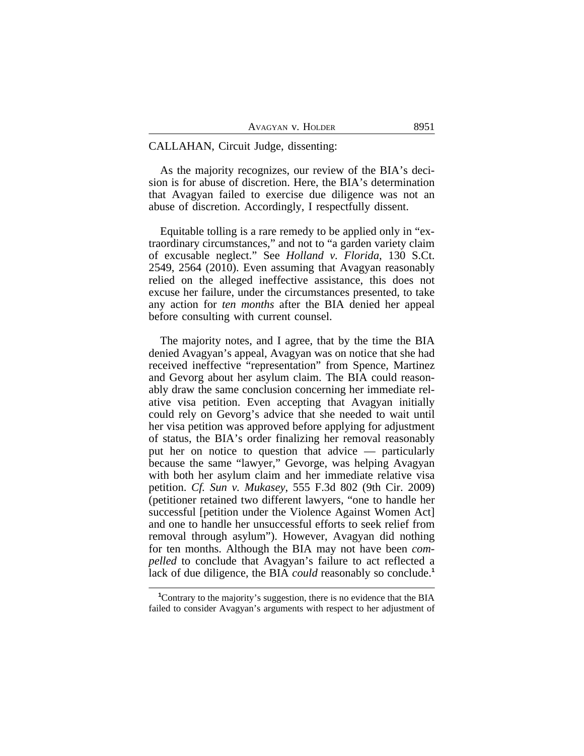CALLAHAN, Circuit Judge, dissenting:

As the majority recognizes, our review of the BIA's decision is for abuse of discretion. Here, the BIA's determination that Avagyan failed to exercise due diligence was not an abuse of discretion. Accordingly, I respectfully dissent.

Equitable tolling is a rare remedy to be applied only in "extraordinary circumstances," and not to "a garden variety claim of excusable neglect." See *Holland v. Florida*, 130 S.Ct. 2549, 2564 (2010). Even assuming that Avagyan reasonably relied on the alleged ineffective assistance, this does not excuse her failure, under the circumstances presented, to take any action for *ten months* after the BIA denied her appeal before consulting with current counsel.

The majority notes, and I agree, that by the time the BIA denied Avagyan's appeal, Avagyan was on notice that she had received ineffective "representation" from Spence, Martinez and Gevorg about her asylum claim. The BIA could reasonably draw the same conclusion concerning her immediate relative visa petition. Even accepting that Avagyan initially could rely on Gevorg's advice that she needed to wait until her visa petition was approved before applying for adjustment of status, the BIA's order finalizing her removal reasonably put her on notice to question that advice — particularly because the same "lawyer," Gevorge, was helping Avagyan with both her asylum claim and her immediate relative visa petition. *Cf. Sun v. Mukasey*, 555 F.3d 802 (9th Cir. 2009) (petitioner retained two different lawyers, "one to handle her successful [petition under the Violence Against Women Act] and one to handle her unsuccessful efforts to seek relief from removal through asylum"). However, Avagyan did nothing for ten months. Although the BIA may not have been *compelled* to conclude that Avagyan's failure to act reflected a lack of due diligence, the BIA *could* reasonably so conclude.[1]

[1]Contrary to the majority's suggestion, there is no evidence that the BIA failed to consider Avagyan's arguments with respect to her adjustment of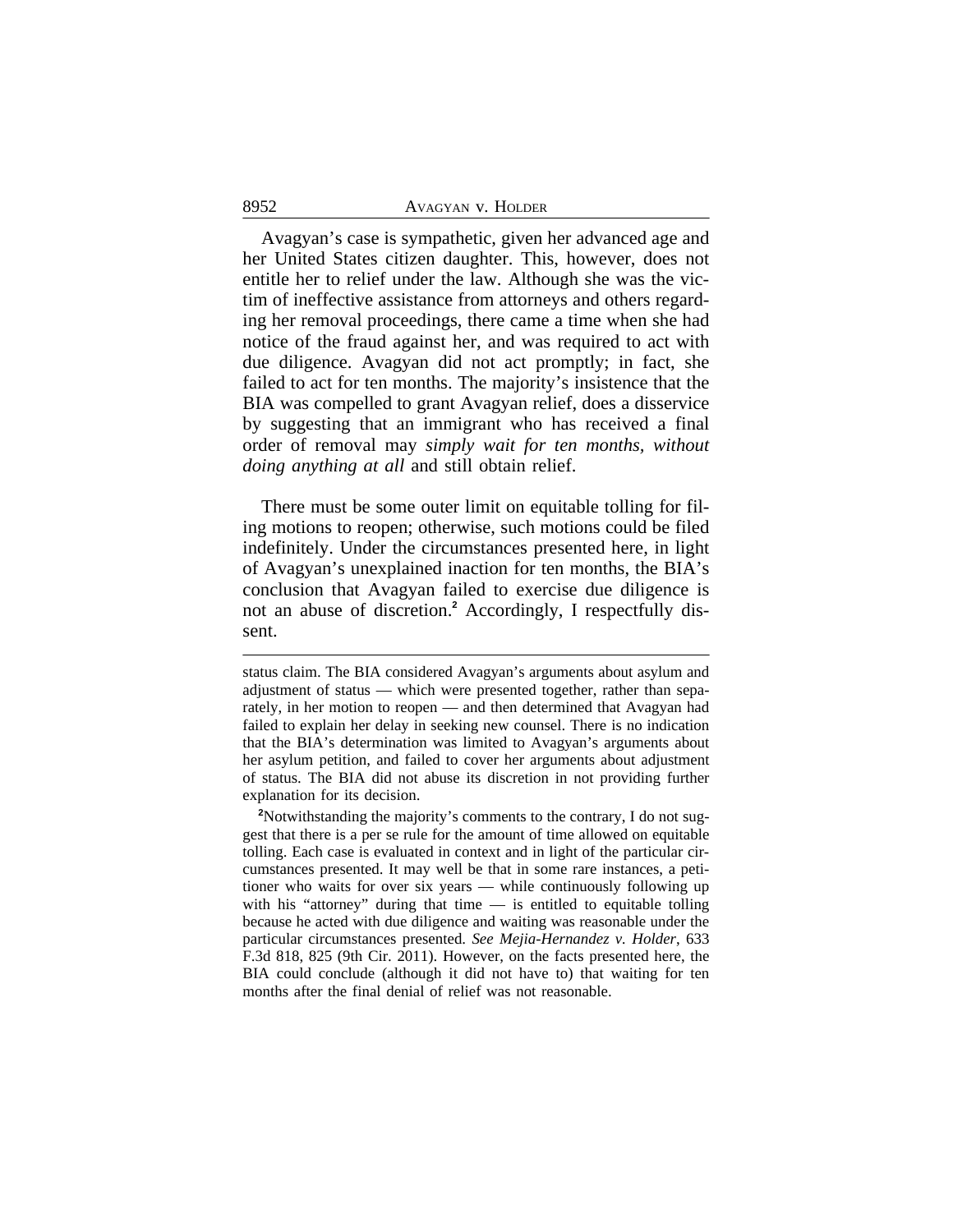Avagyan's case is sympathetic, given her advanced age and her United States citizen daughter. This, however, does not entitle her to relief under the law. Although she was the victim of ineffective assistance from attorneys and others regarding her removal proceedings, there came a time when she had notice of the fraud against her, and was required to act with due diligence. Avagyan did not act promptly; in fact, she failed to act for ten months. The majority's insistence that the BIA was compelled to grant Avagyan relief, does a disservice by suggesting that an immigrant who has received a final order of removal may *simply wait for ten months, without doing anything at all* and still obtain relief.

There must be some outer limit on equitable tolling for filing motions to reopen; otherwise, such motions could be filed indefinitely. Under the circumstances presented here, in light of Avagyan's unexplained inaction for ten months, the BIA's conclusion that Avagyan failed to exercise due diligence is not an abuse of discretion.[2] Accordingly, I respectfully dissent.

---

status claim. The BIA considered Avagyan's arguments about asylum and adjustment of status — which were presented together, rather than separately, in her motion to reopen — and then determined that Avagyan had failed to explain her delay in seeking new counsel. There is no indication that the BIA's determination was limited to Avagyan's arguments about her asylum petition, and failed to cover her arguments about adjustment of status. The BIA did not abuse its discretion in not providing further explanation for its decision.

[2]Notwithstanding the majority's comments to the contrary, I do not suggest that there is a per se rule for the amount of time allowed on equitable tolling. Each case is evaluated in context and in light of the particular circumstances presented. It may well be that in some rare instances, a petitioner who waits for over six years — while continuously following up with his "attorney" during that time — is entitled to equitable tolling because he acted with due diligence and waiting was reasonable under the particular circumstances presented. *See Mejia-Hernandez v. Holder*, 633 F.3d 818, 825 (9th Cir. 2011). However, on the facts presented here, the BIA could conclude (although it did not have to) that waiting for ten months after the final denial of relief was not reasonable.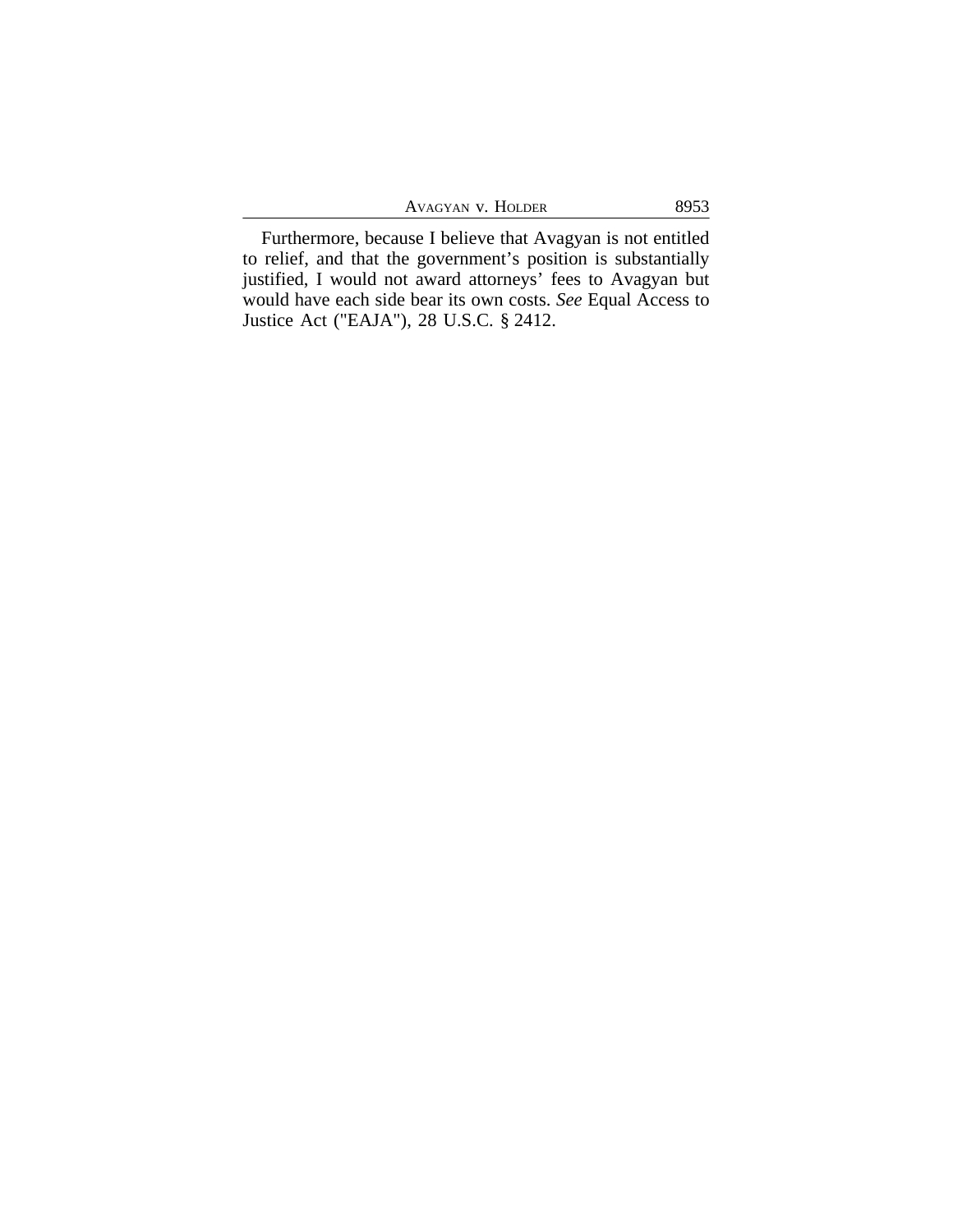Furthermore, because I believe that Avagyan is not entitled to relief, and that the government's position is substantially justified, I would not award attorneys' fees to Avagyan but would have each side bear its own costs. *See* Equal Access to Justice Act ("EAJA"), 28 U.S.C. § 2412.